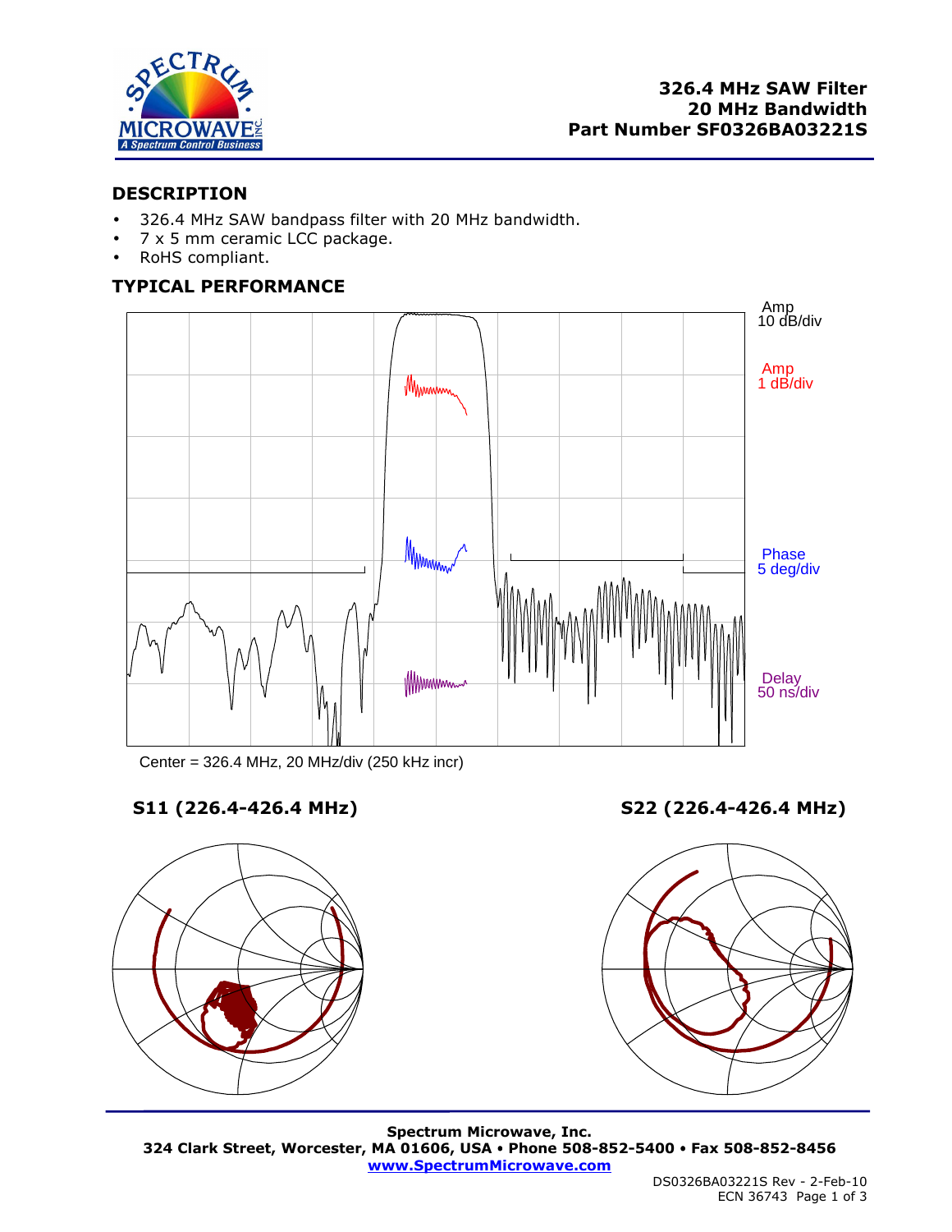# 326.4 MHz SAW Filter
## 20 MHz Bandwidth
## Part Number SF0326BA03221S

## DESCRIPTION

- 326.4 MHz SAW bandpass filter with 20 MHz bandwidth.
- 7 x 5 mm ceramic LCC package.
- RoHS compliant.

## TYPICAL PERFORMANCE

Amp 10 dB/div

Amp 1 dB/div

Phase 5 deg/div

Delay 50 ns/div

Center = 326.4 MHz, 20 MHz/div (250 kHz incr)

### S11 (226.4-426.4 MHz)

### S22 (226.4-426.4 MHz)

**Spectrum Microwave, Inc.**
**324 Clark Street, Worcester, MA 01606, USA • Phone 508-852-5400 • Fax 508-852-8456**
**www.SpectrumMicrowave.com**

DS0326BA03221S Rev - 2-Feb-10
ECN 36743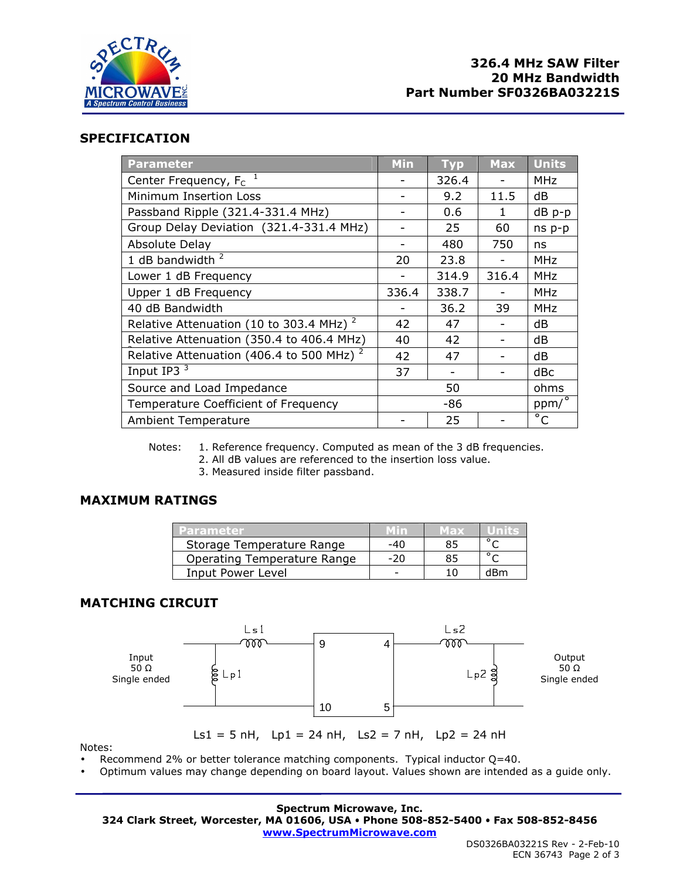**326.4 MHz SAW Filter**
**20 MHz Bandwidth**
**Part Number SF0326BA03221S**

## SPECIFICATION

| Parameter | Min | Typ | Max | Units |
|---|---|---|---|---|
| Center Frequency, $F_C$ [1] | - | 326.4 | - | MHz |
| Minimum Insertion Loss | - | 9.2 | 11.5 | dB |
| Passband Ripple (321.4-331.4 MHz) | - | 0.6 | 1 | dB p-p |
| Group Delay Deviation (321.4-331.4 MHz) | - | 25 | 60 | ns p-p |
| Absolute Delay | - | 480 | 750 | ns |
| 1 dB bandwidth [2] | 20 | 23.8 | - | MHz |
| Lower 1 dB Frequency | - | 314.9 | 316.4 | MHz |
| Upper 1 dB Frequency | 336.4 | 338.7 | - | MHz |
| 40 dB Bandwidth | - | 36.2 | 39 | MHz |
| Relative Attenuation (10 to 303.4 MHz) [2] | 42 | 47 | - | dB |
| Relative Attenuation (350.4 to 406.4 MHz) | 40 | 42 | - | dB |
| Relative Attenuation (406.4 to 500 MHz) [2] | 42 | 47 | - | dB |
| Input IP3 [3] | 37 | - | - | dBc |
| Source and Load Impedance | | 50 | | ohms |
| Temperature Coefficient of Frequency | | -86 | | ppm/° |
| Ambient Temperature | - | 25 | - | °C |

Notes:
1. Reference frequency. Computed as mean of the 3 dB frequencies.
2. All dB values are referenced to the insertion loss value.
3. Measured inside filter passband.

## MAXIMUM RATINGS

| Parameter | Min | Max | Units |
|---|---|---|---|
| Storage Temperature Range | -40 | 85 | °C |
| Operating Temperature Range | -20 | 85 | °C |
| Input Power Level | - | 10 | dBm |

## MATCHING CIRCUIT

Input 50 Ω Single ended — Ls1, Lp1 — pins 9, 10 — pins 4, 5 — Ls2, Lp2 — Output 50 Ω Single ended

Ls1 = 5 nH, Lp1 = 24 nH, Ls2 = 7 nH, Lp2 = 24 nH

Notes:
- Recommend 2% or better tolerance matching components. Typical inductor Q=40.
- Optimum values may change depending on board layout. Values shown are intended as a guide only.

**Spectrum Microwave, Inc.**
**324 Clark Street, Worcester, MA 01606, USA • Phone 508-852-5400 • Fax 508-852-8456**
**www.SpectrumMicrowave.com**

DS0326BA03221S Rev - 2-Feb-10
ECN 36743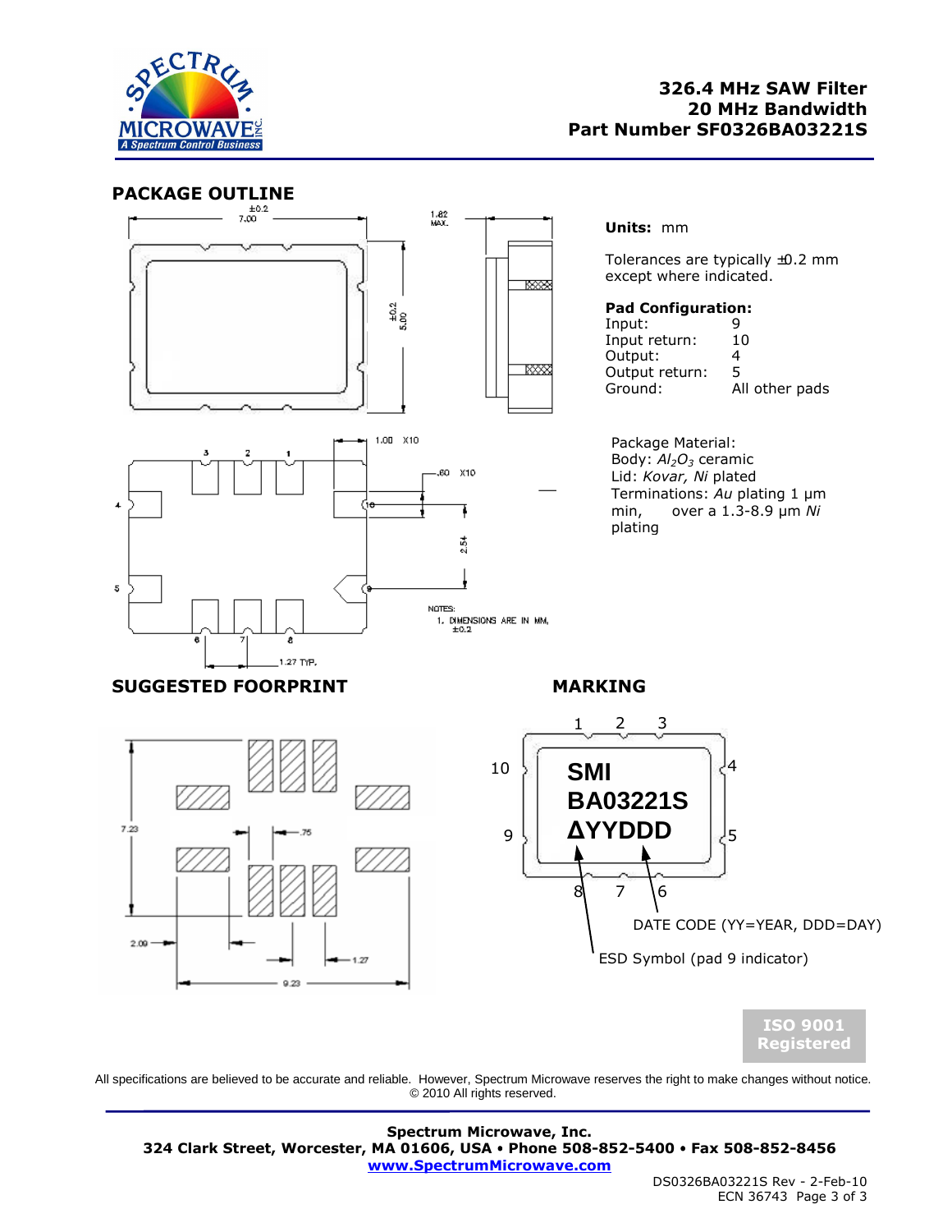326.4 MHz SAW Filter
20 MHz Bandwidth
Part Number SF0326BA03221S

## PACKAGE OUTLINE

7.00 ±0.2

1.82 MAX.

5.00 ±0.2

1.00 X10

.60 X10

2.54

1.27 TYP.

NOTES:
1. DIMENSIONS ARE IN MM, ±0.2

**Units:** mm

Tolerances are typically ±0.2 mm except where indicated.

**Pad Configuration:**

| | |
|---|---|
| Input: | 9 |
| Input return: | 10 |
| Output: | 4 |
| Output return: | 5 |
| Ground: | All other pads |

Package Material:
Body: *$Al_2O_3$* ceramic
Lid: *Kovar, Ni* plated
Terminations: *Au* plating 1 µm min, over a 1.3-8.9 µm *Ni* plating

## SUGGESTED FOORPRINT

7.23

.75

2.09

1.27

9.23

## MARKING

SMI
BA03221S
ΔYYDDD

DATE CODE (YY=YEAR, DDD=DAY)

ESD Symbol (pad 9 indicator)

ISO 9001 Registered

All specifications are believed to be accurate and reliable. However, Spectrum Microwave reserves the right to make changes without notice.
© 2010 All rights reserved.

**Spectrum Microwave, Inc.**
**324 Clark Street, Worcester, MA 01606, USA • Phone 508-852-5400 • Fax 508-852-8456**
**www.SpectrumMicrowave.com**

DS0326BA03221S Rev - 2-Feb-10
ECN 36743